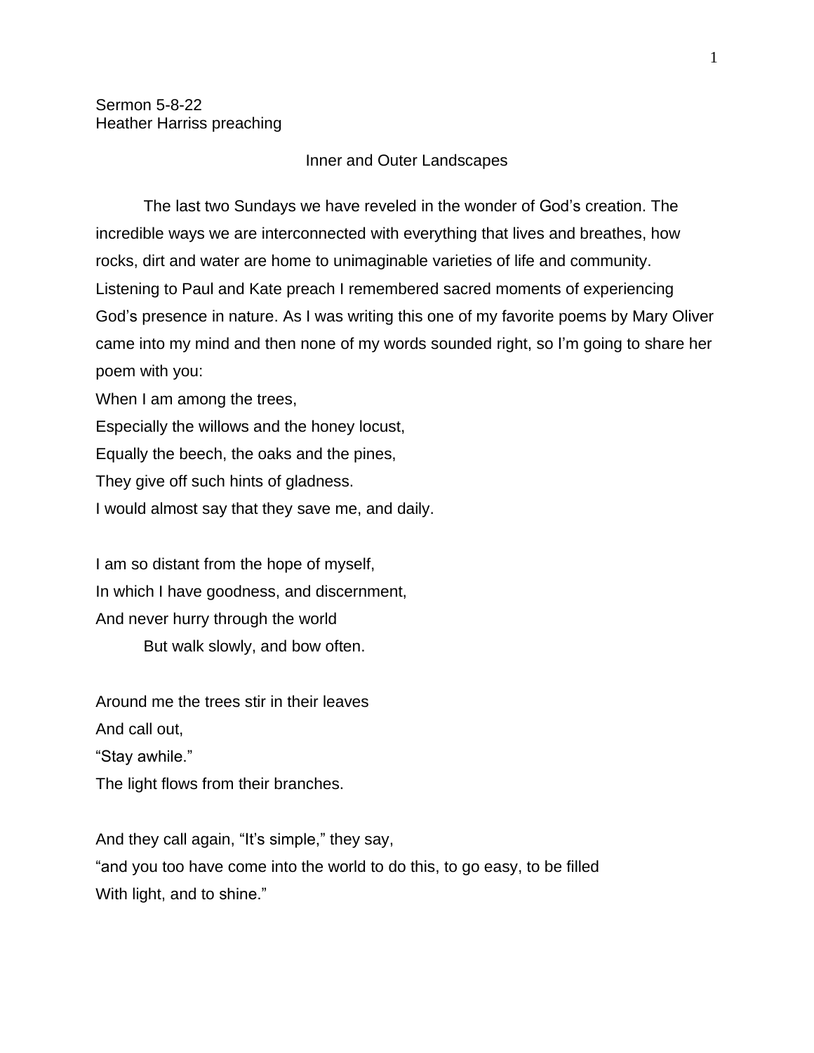Sermon 5-8-22
Heather Harriss preaching

## Inner and Outer Landscapes

The last two Sundays we have reveled in the wonder of God's creation. The incredible ways we are interconnected with everything that lives and breathes, how rocks, dirt and water are home to unimaginable varieties of life and community. Listening to Paul and Kate preach I remembered sacred moments of experiencing God's presence in nature. As I was writing this one of my favorite poems by Mary Oliver came into my mind and then none of my words sounded right, so I'm going to share her poem with you:

When I am among the trees,
Especially the willows and the honey locust,
Equally the beech, the oaks and the pines,
They give off such hints of gladness.
I would almost say that they save me, and daily.

I am so distant from the hope of myself,
In which I have goodness, and discernment,
And never hurry through the world
But walk slowly, and bow often.

Around me the trees stir in their leaves
And call out,
"Stay awhile."
The light flows from their branches.

And they call again, "It's simple," they say,
"and you too have come into the world to do this, to go easy, to be filled
With light, and to shine."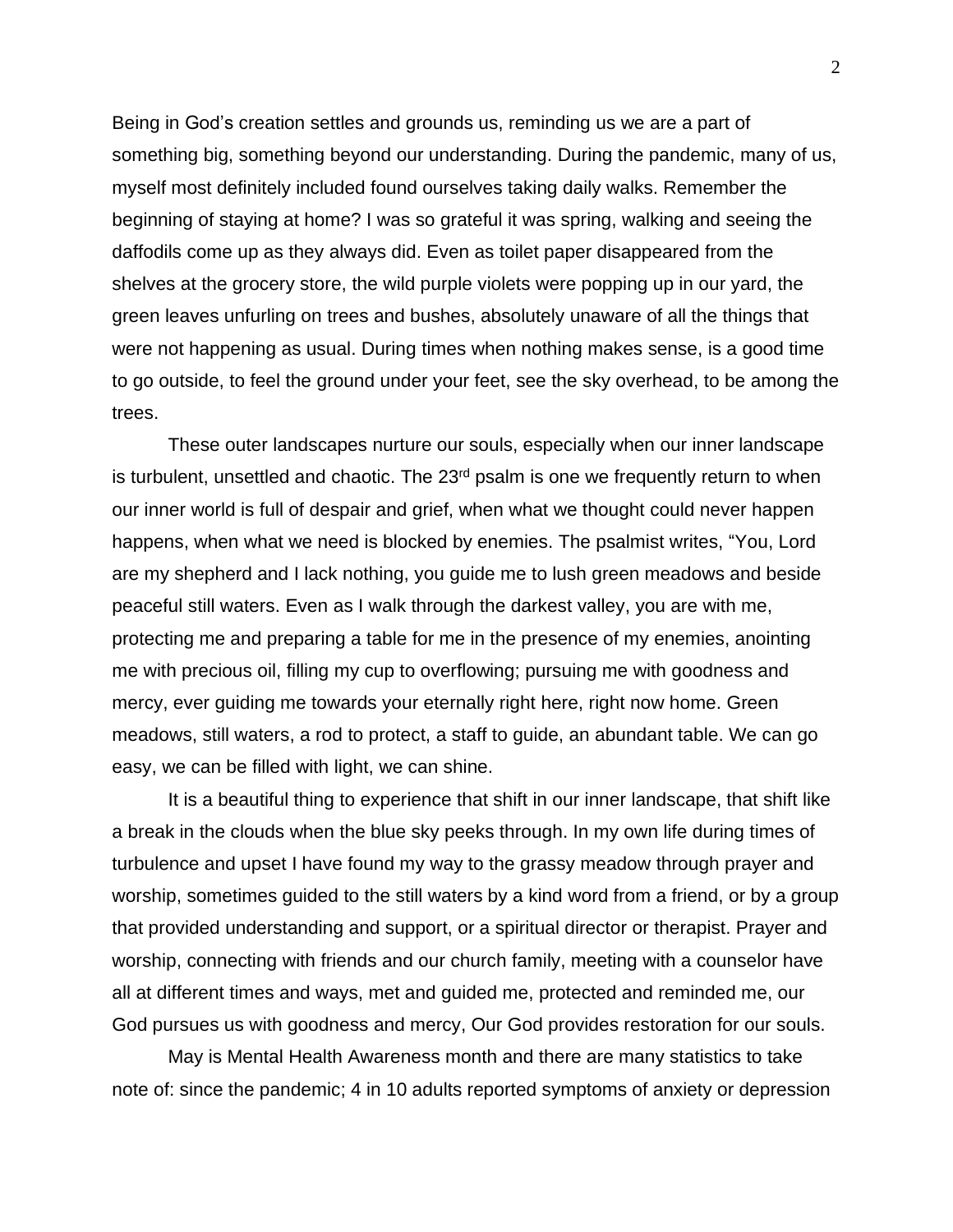Being in God's creation settles and grounds us, reminding us we are a part of something big, something beyond our understanding. During the pandemic, many of us, myself most definitely included found ourselves taking daily walks. Remember the beginning of staying at home? I was so grateful it was spring, walking and seeing the daffodils come up as they always did. Even as toilet paper disappeared from the shelves at the grocery store, the wild purple violets were popping up in our yard, the green leaves unfurling on trees and bushes, absolutely unaware of all the things that were not happening as usual. During times when nothing makes sense, is a good time to go outside, to feel the ground under your feet, see the sky overhead, to be among the trees.

These outer landscapes nurture our souls, especially when our inner landscape is turbulent, unsettled and chaotic. The 23rd psalm is one we frequently return to when our inner world is full of despair and grief, when what we thought could never happen happens, when what we need is blocked by enemies. The psalmist writes, "You, Lord are my shepherd and I lack nothing, you guide me to lush green meadows and beside peaceful still waters. Even as I walk through the darkest valley, you are with me, protecting me and preparing a table for me in the presence of my enemies, anointing me with precious oil, filling my cup to overflowing; pursuing me with goodness and mercy, ever guiding me towards your eternally right here, right now home. Green meadows, still waters, a rod to protect, a staff to guide, an abundant table. We can go easy, we can be filled with light, we can shine.

It is a beautiful thing to experience that shift in our inner landscape, that shift like a break in the clouds when the blue sky peeks through. In my own life during times of turbulence and upset I have found my way to the grassy meadow through prayer and worship, sometimes guided to the still waters by a kind word from a friend, or by a group that provided understanding and support, or a spiritual director or therapist. Prayer and worship, connecting with friends and our church family, meeting with a counselor have all at different times and ways, met and guided me, protected and reminded me, our God pursues us with goodness and mercy, Our God provides restoration for our souls.

May is Mental Health Awareness month and there are many statistics to take note of: since the pandemic; 4 in 10 adults reported symptoms of anxiety or depression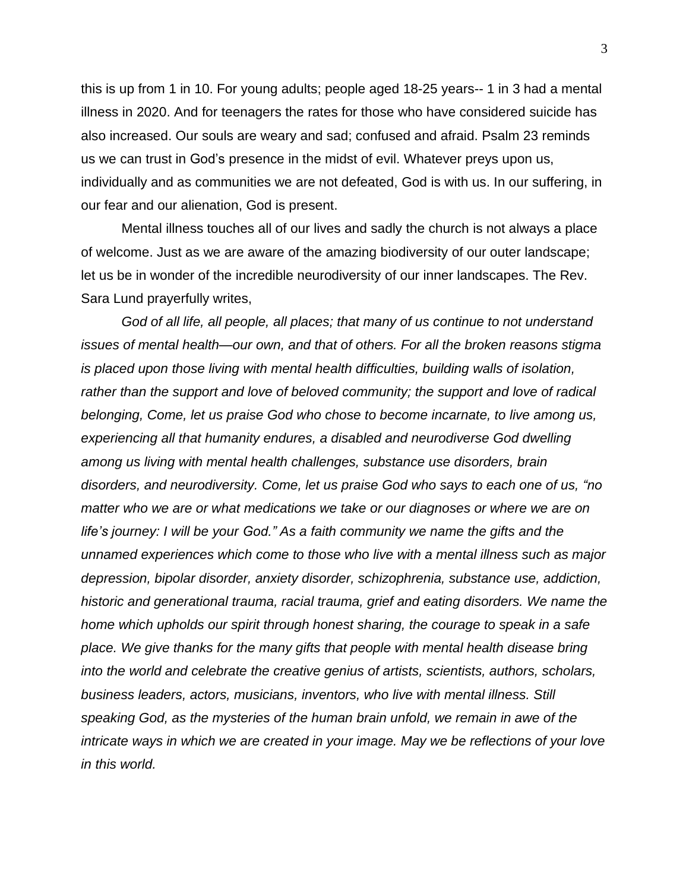this is up from 1 in 10. For young adults; people aged 18-25 years-- 1 in 3 had a mental illness in 2020. And for teenagers the rates for those who have considered suicide has also increased. Our souls are weary and sad; confused and afraid. Psalm 23 reminds us we can trust in God's presence in the midst of evil. Whatever preys upon us, individually and as communities we are not defeated, God is with us. In our suffering, in our fear and our alienation, God is present.

Mental illness touches all of our lives and sadly the church is not always a place of welcome. Just as we are aware of the amazing biodiversity of our outer landscape; let us be in wonder of the incredible neurodiversity of our inner landscapes. The Rev. Sara Lund prayerfully writes,

*God of all life, all people, all places; that many of us continue to not understand issues of mental health—our own, and that of others. For all the broken reasons stigma is placed upon those living with mental health difficulties, building walls of isolation, rather than the support and love of beloved community; the support and love of radical belonging, Come, let us praise God who chose to become incarnate, to live among us, experiencing all that humanity endures, a disabled and neurodiverse God dwelling among us living with mental health challenges, substance use disorders, brain disorders, and neurodiversity. Come, let us praise God who says to each one of us, "no matter who we are or what medications we take or our diagnoses or where we are on life's journey: I will be your God." As a faith community we name the gifts and the unnamed experiences which come to those who live with a mental illness such as major depression, bipolar disorder, anxiety disorder, schizophrenia, substance use, addiction, historic and generational trauma, racial trauma, grief and eating disorders. We name the home which upholds our spirit through honest sharing, the courage to speak in a safe place. We give thanks for the many gifts that people with mental health disease bring into the world and celebrate the creative genius of artists, scientists, authors, scholars, business leaders, actors, musicians, inventors, who live with mental illness. Still speaking God, as the mysteries of the human brain unfold, we remain in awe of the intricate ways in which we are created in your image. May we be reflections of your love in this world.*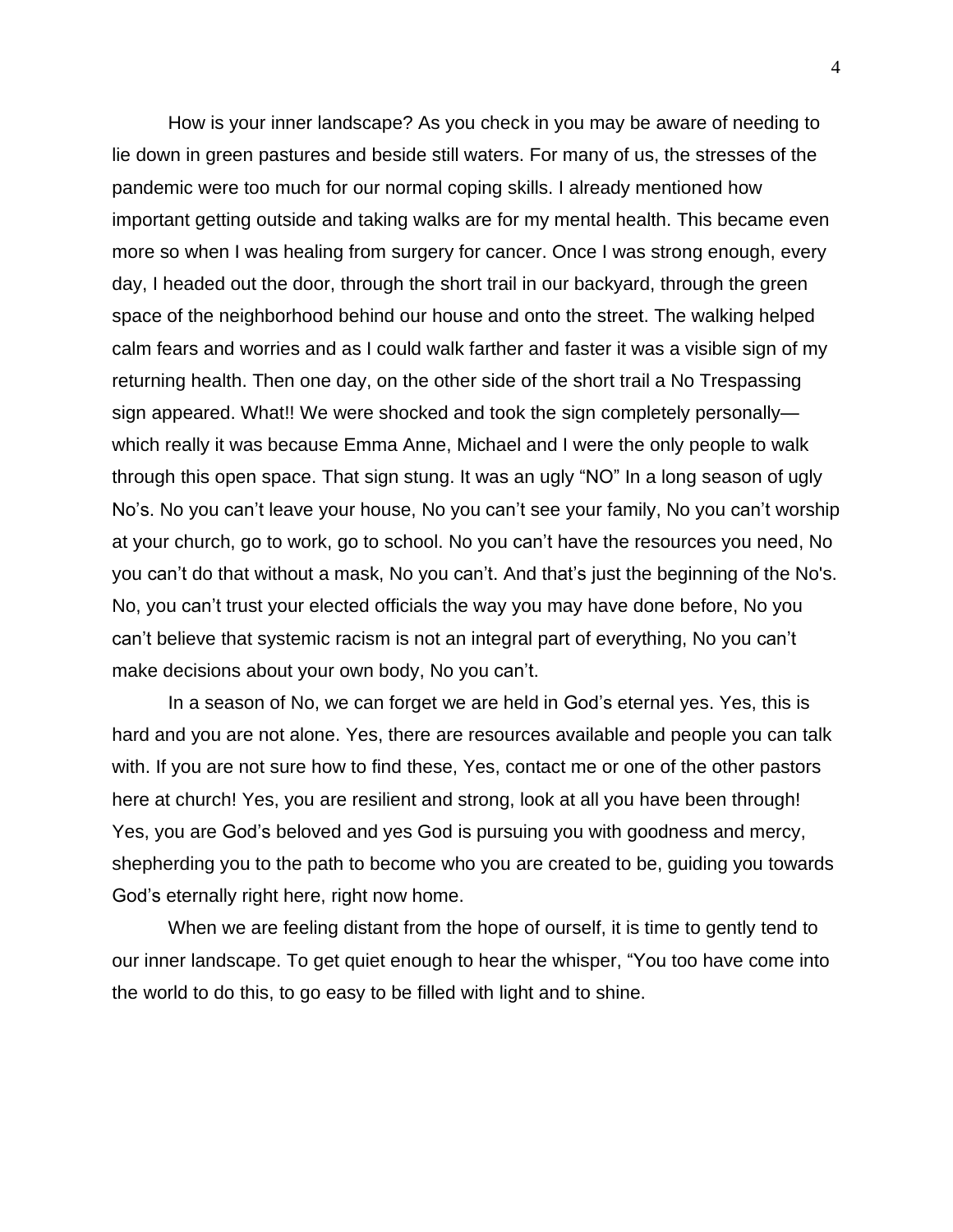How is your inner landscape? As you check in you may be aware of needing to lie down in green pastures and beside still waters. For many of us, the stresses of the pandemic were too much for our normal coping skills. I already mentioned how important getting outside and taking walks are for my mental health. This became even more so when I was healing from surgery for cancer. Once I was strong enough, every day, I headed out the door, through the short trail in our backyard, through the green space of the neighborhood behind our house and onto the street. The walking helped calm fears and worries and as I could walk farther and faster it was a visible sign of my returning health. Then one day, on the other side of the short trail a No Trespassing sign appeared. What!! We were shocked and took the sign completely personally—which really it was because Emma Anne, Michael and I were the only people to walk through this open space. That sign stung. It was an ugly "NO" In a long season of ugly No's. No you can't leave your house, No you can't see your family, No you can't worship at your church, go to work, go to school. No you can't have the resources you need, No you can't do that without a mask, No you can't. And that's just the beginning of the No's. No, you can't trust your elected officials the way you may have done before, No you can't believe that systemic racism is not an integral part of everything, No you can't make decisions about your own body, No you can't.

In a season of No, we can forget we are held in God's eternal yes. Yes, this is hard and you are not alone. Yes, there are resources available and people you can talk with. If you are not sure how to find these, Yes, contact me or one of the other pastors here at church! Yes, you are resilient and strong, look at all you have been through! Yes, you are God's beloved and yes God is pursuing you with goodness and mercy, shepherding you to the path to become who you are created to be, guiding you towards God's eternally right here, right now home.

When we are feeling distant from the hope of ourself, it is time to gently tend to our inner landscape. To get quiet enough to hear the whisper, "You too have come into the world to do this, to go easy to be filled with light and to shine.